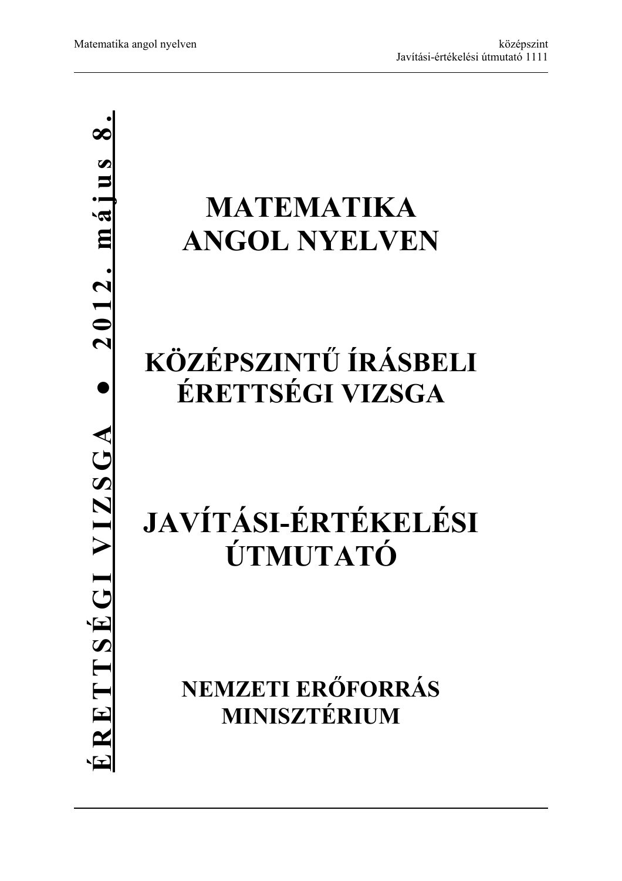**ÉRETTSÉGI VIZSGA • 2012. május 8.**

# MATEMATIKA ANGOL NYELVEN

# KÖZÉPSZINTŰ ÍRÁSBELI ÉRETTSÉGI VIZSGA

# JAVÍTÁSI-ÉRTÉKELÉSI ÚTMUTATÓ

## NEMZETI ERŐFORRÁS MINISZTÉRIUM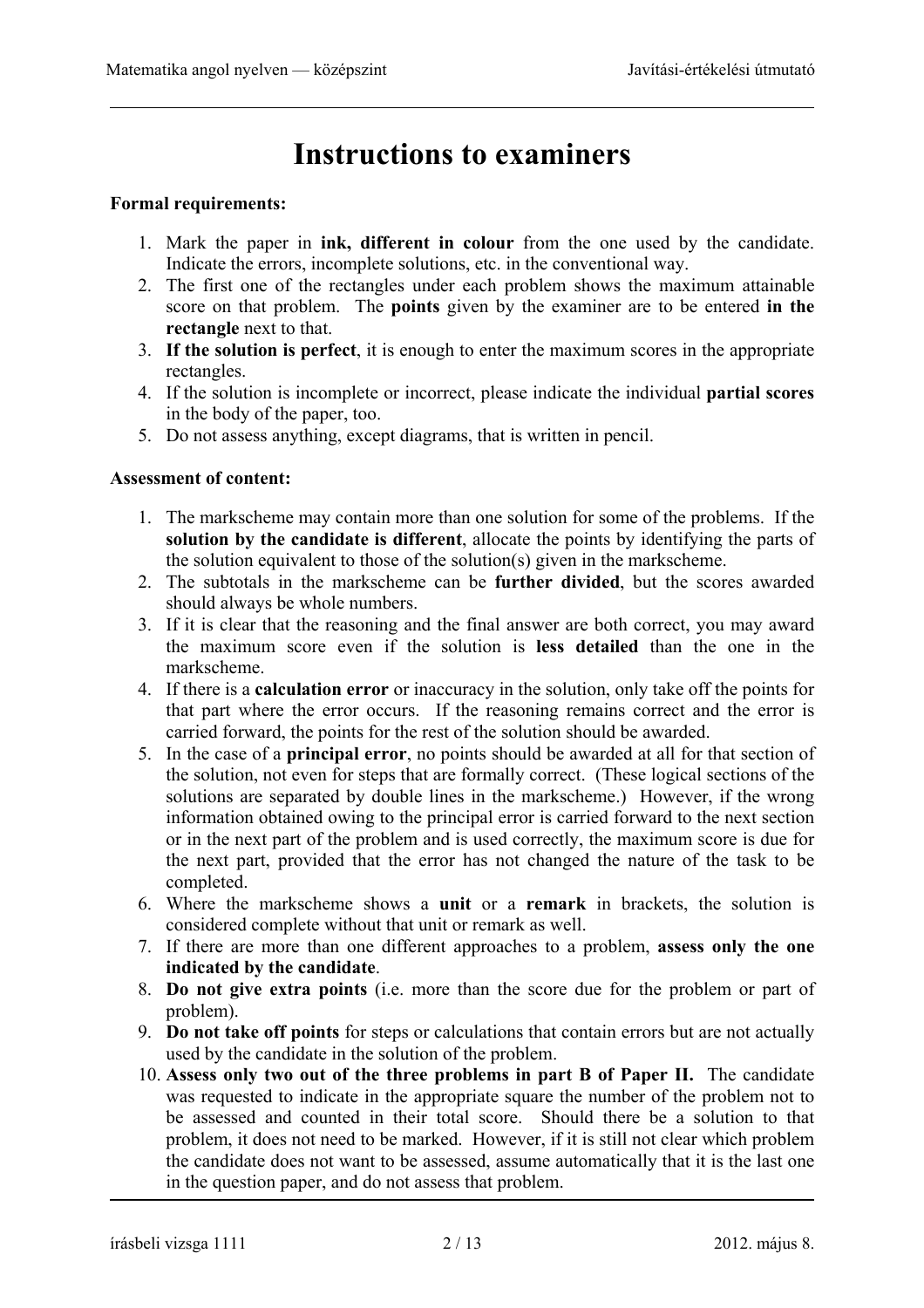# Instructions to examiners

**Formal requirements:**

1. Mark the paper in **ink, different in colour** from the one used by the candidate. Indicate the errors, incomplete solutions, etc. in the conventional way.
2. The first one of the rectangles under each problem shows the maximum attainable score on that problem. The **points** given by the examiner are to be entered **in the rectangle** next to that.
3. **If the solution is perfect**, it is enough to enter the maximum scores in the appropriate rectangles.
4. If the solution is incomplete or incorrect, please indicate the individual **partial scores** in the body of the paper, too.
5. Do not assess anything, except diagrams, that is written in pencil.

**Assessment of content:**

1. The markscheme may contain more than one solution for some of the problems. If the **solution by the candidate is different**, allocate the points by identifying the parts of the solution equivalent to those of the solution(s) given in the markscheme.
2. The subtotals in the markscheme can be **further divided**, but the scores awarded should always be whole numbers.
3. If it is clear that the reasoning and the final answer are both correct, you may award the maximum score even if the solution is **less detailed** than the one in the markscheme.
4. If there is a **calculation error** or inaccuracy in the solution, only take off the points for that part where the error occurs. If the reasoning remains correct and the error is carried forward, the points for the rest of the solution should be awarded.
5. In the case of a **principal error**, no points should be awarded at all for that section of the solution, not even for steps that are formally correct. (These logical sections of the solutions are separated by double lines in the markscheme.) However, if the wrong information obtained owing to the principal error is carried forward to the next section or in the next part of the problem and is used correctly, the maximum score is due for the next part, provided that the error has not changed the nature of the task to be completed.
6. Where the markscheme shows a **unit** or a **remark** in brackets, the solution is considered complete without that unit or remark as well.
7. If there are more than one different approaches to a problem, **assess only the one indicated by the candidate**.
8. **Do not give extra points** (i.e. more than the score due for the problem or part of problem).
9. **Do not take off points** for steps or calculations that contain errors but are not actually used by the candidate in the solution of the problem.
10. **Assess only two out of the three problems in part B of Paper II.** The candidate was requested to indicate in the appropriate square the number of the problem not to be assessed and counted in their total score. Should there be a solution to that problem, it does not need to be marked. However, if it is still not clear which problem the candidate does not want to be assessed, assume automatically that it is the last one in the question paper, and do not assess that problem.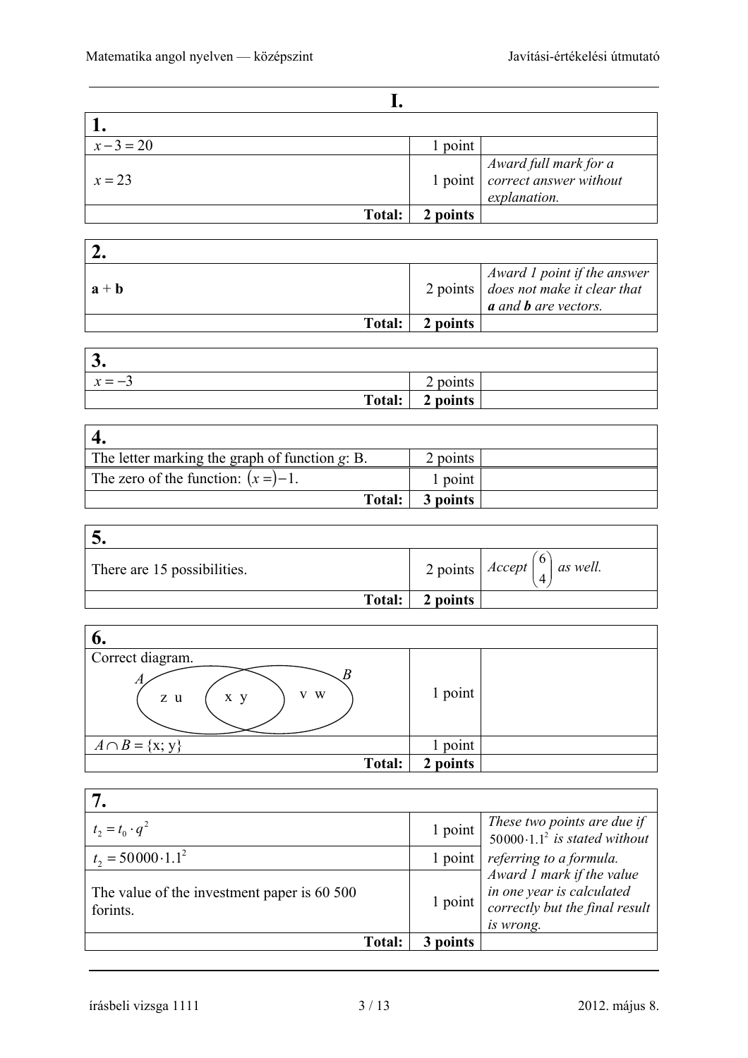# I.

| 1. | | |
|---|---|---|
| $x - 3 = 20$ | 1 point | |
| $x = 23$ | 1 point | *Award full mark for a correct answer without explanation.* |
| **Total:** | **2 points** | |

| 2. | | |
|---|---|---|
| **a** + **b** | 2 points | *Award 1 point if the answer does not make it clear that* ***a*** *and* ***b*** *are vectors.* |
| **Total:** | **2 points** | |

| 3. | | |
|---|---|---|
| $x = -3$ | 2 points | |
| **Total:** | **2 points** | |

| 4. | | |
|---|---|---|
| The letter marking the graph of function *g*: B. | 2 points | |
| The zero of the function: $(x =)-1$. | 1 point | |
| **Total:** | **3 points** | |

| 5. | | |
|---|---|---|
| There are 15 possibilities. | 2 points | *Accept* $\binom{6}{4}$ *as well.* |
| **Total:** | **2 points** | |

| 6. | | |
|---|---|---|
| Correct diagram. (Venn diagram: *A* contains z u, intersection contains x y, *B* contains v w) | 1 point | |
| $A \cap B = \{x; y\}$ | 1 point | |
| **Total:** | **2 points** | |

| 7. | | |
|---|---|---|
| $t_2 = t_0 \cdot q^2$ | 1 point | *These two points are due if* $50000 \cdot 1.1^2$ *is stated without referring to a formula.* |
| $t_2 = 50000 \cdot 1.1^2$ | 1 point | |
| The value of the investment paper is 60 500 forints. | 1 point | *Award 1 mark if the value in one year is calculated correctly but the final result is wrong.* |
| **Total:** | **3 points** | |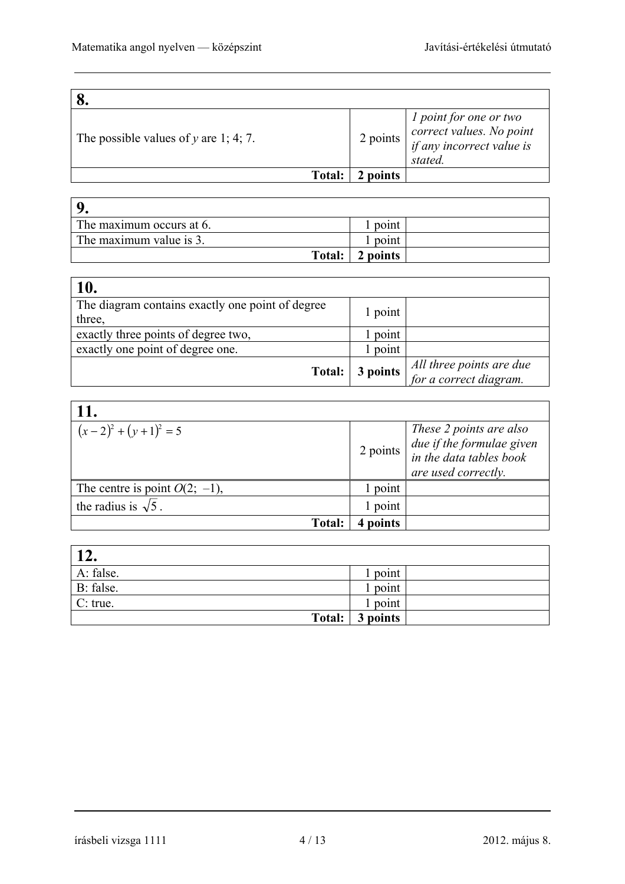| 8. | | |
|---|---|---|
| The possible values of $y$ are 1; 4; 7. | 2 points | *1 point for one or two correct values. No point if any incorrect value is stated.* |
| **Total:** | **2 points** | |

| 9. | | |
|---|---|---|
| The maximum occurs at 6. | 1 point | |
| The maximum value is 3. | 1 point | |
| **Total:** | **2 points** | |

| 10. | | |
|---|---|---|
| The diagram contains exactly one point of degree three, | 1 point | |
| exactly three points of degree two, | 1 point | |
| exactly one point of degree one. | 1 point | |
| **Total:** | **3 points** | *All three points are due for a correct diagram.* |

| 11. | | |
|---|---|---|
| $(x-2)^2 + (y+1)^2 = 5$ | 2 points | *These 2 points are also due if the formulae given in the data tables book are used correctly.* |
| The centre is point $O(2;\ -1)$, | 1 point | |
| the radius is $\sqrt{5}$. | 1 point | |
| **Total:** | **4 points** | |

| 12. | | |
|---|---|---|
| A: false. | 1 point | |
| B: false. | 1 point | |
| C: true. | 1 point | |
| **Total:** | **3 points** | |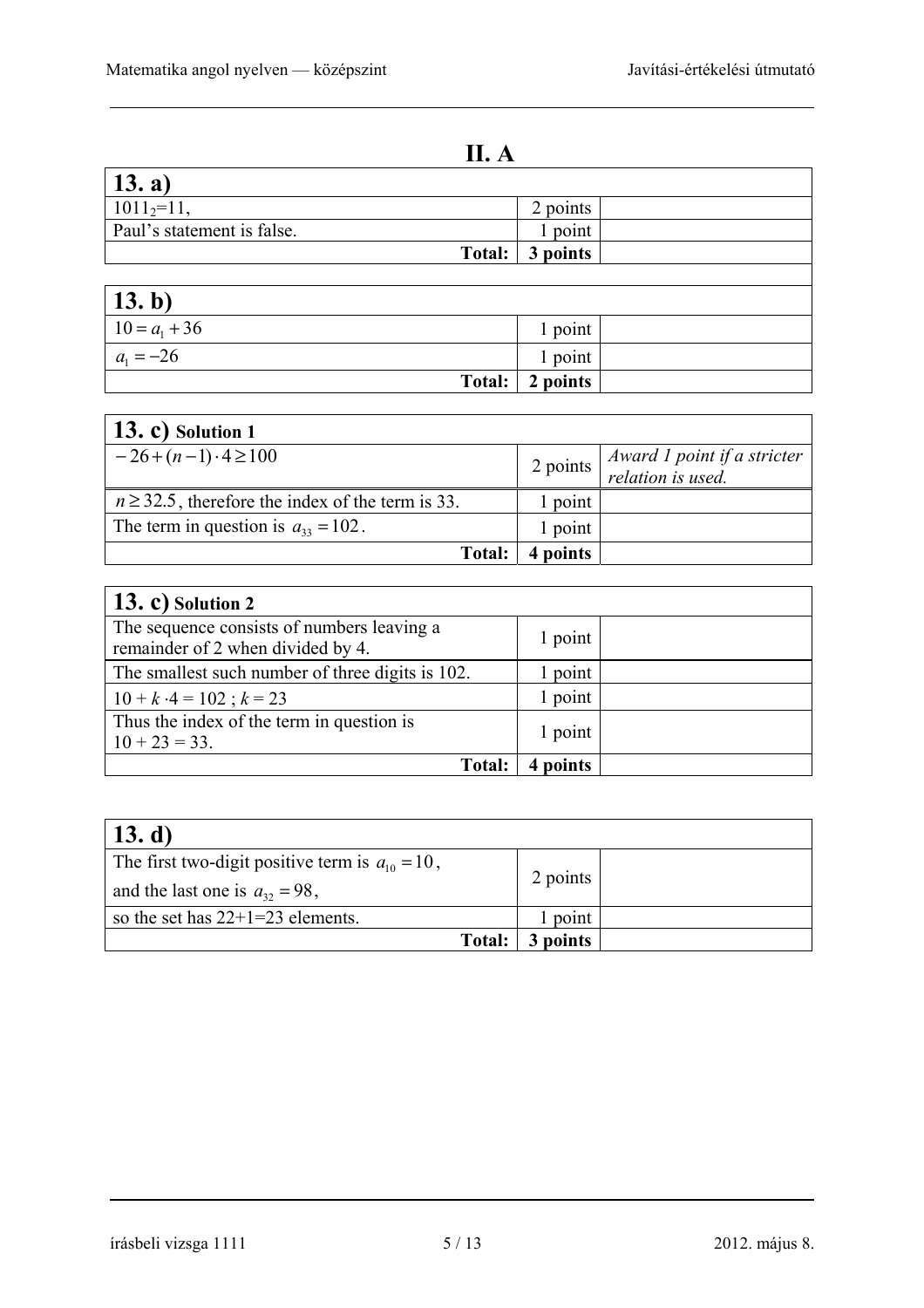# II. A

| 13. a) | | |
|---|---|---|
| $1011_2=11$, | 2 points | |
| Paul's statement is false. | 1 point | |
| **Total:** | **3 points** | |

| 13. b) | | |
|---|---|---|
| $10 = a_1 + 36$ | 1 point | |
| $a_1 = -26$ | 1 point | |
| **Total:** | **2 points** | |

| 13. c) Solution 1 | | |
|---|---|---|
| $-26 + (n-1) \cdot 4 \geq 100$ | 2 points | *Award 1 point if a stricter relation is used.* |
| $n \geq 32.5$, therefore the index of the term is 33. | 1 point | |
| The term in question is $a_{33} = 102$. | 1 point | |
| **Total:** | **4 points** | |

| 13. c) Solution 2 | | |
|---|---|---|
| The sequence consists of numbers leaving a remainder of 2 when divided by 4. | 1 point | |
| The smallest such number of three digits is 102. | 1 point | |
| $10 + k \cdot 4 = 102$ ; $k = 23$ | 1 point | |
| Thus the index of the term in question is $10 + 23 = 33$. | 1 point | |
| **Total:** | **4 points** | |

| 13. d) | | |
|---|---|---|
| The first two-digit positive term is $a_{10} = 10$, and the last one is $a_{32} = 98$, | 2 points | |
| so the set has 22+1=23 elements. | 1 point | |
| **Total:** | **3 points** | |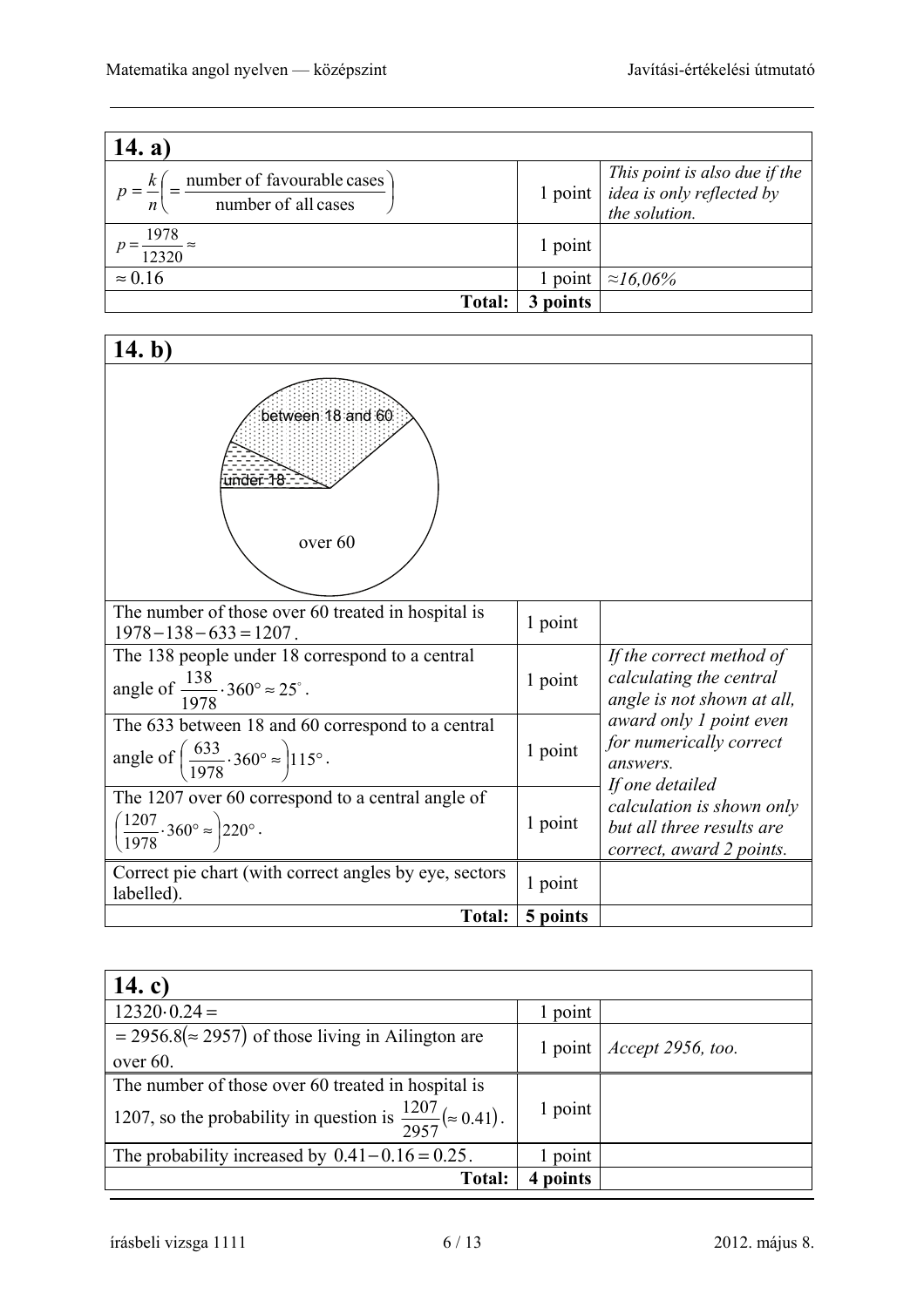## 14. a)

| | | |
|---|---|---|
| $p = \frac{k}{n}\left(= \frac{\text{number of favourable cases}}{\text{number of all cases}}\right)$ | 1 point | *This point is also due if the idea is only reflected by the solution.* |
| $p = \frac{1978}{12320} \approx$ | 1 point | |
| $\approx 0.16$ | 1 point | *≈16,06%* |
| **Total:** | **3 points** | |

## 14. b)

Pie chart sectors: between 18 and 60; under 18; over 60

| | | |
|---|---|---|
| The number of those over 60 treated in hospital is $1978 - 138 - 633 = 1207$. | 1 point | |
| The 138 people under 18 correspond to a central angle of $\frac{138}{1978} \cdot 360° \approx 25°$. | 1 point | *If the correct method of calculating the central angle is not shown at all, award only 1 point even for numerically correct answers. If one detailed calculation is shown only but all three results are correct, award 2 points.* |
| The 633 between 18 and 60 correspond to a central angle of $\left(\frac{633}{1978} \cdot 360° \approx\right) 115°$. | 1 point | |
| The 1207 over 60 correspond to a central angle of $\left(\frac{1207}{1978} \cdot 360° \approx\right) 220°$. | 1 point | |
| Correct pie chart (with correct angles by eye, sectors labelled). | 1 point | |
| **Total:** | **5 points** | |

## 14. c)

| | | |
|---|---|---|
| $12320 \cdot 0.24 =$ | 1 point | |
| $= 2956.8 (\approx 2957)$ of those living in Ailington are over 60. | 1 point | *Accept 2956, too.* |
| The number of those over 60 treated in hospital is 1207, so the probability in question is $\frac{1207}{2957} (\approx 0.41)$. | 1 point | |
| The probability increased by $0.41 - 0.16 = 0.25$. | 1 point | |
| **Total:** | **4 points** | |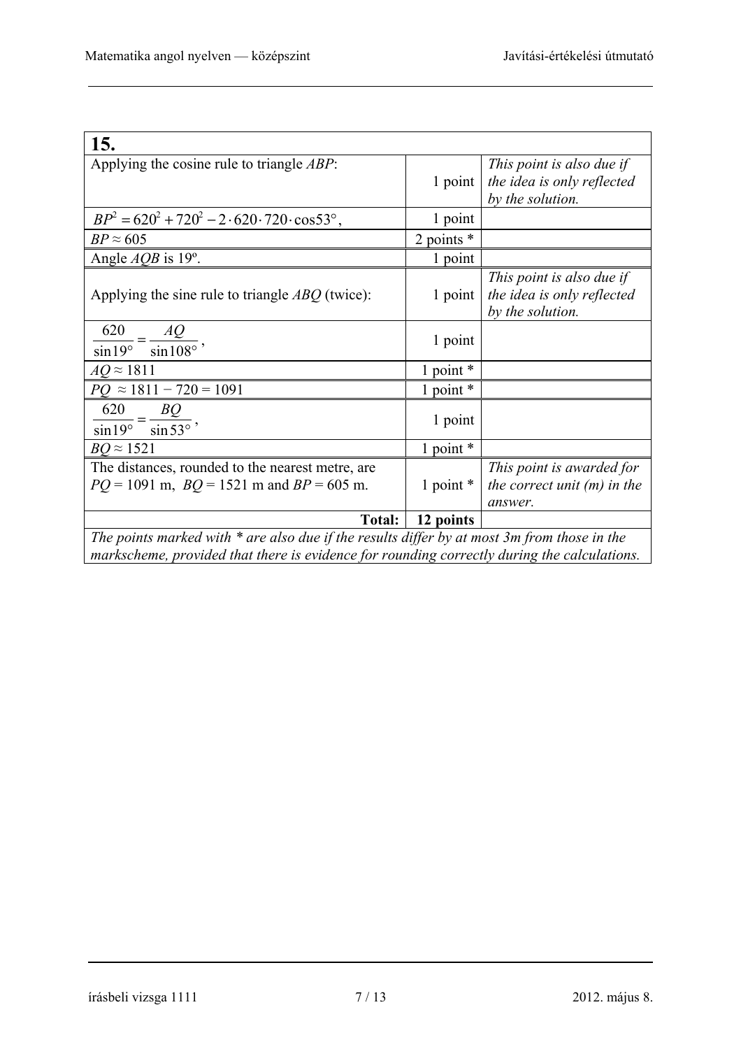| 15. | | |
|---|---|---|
| Applying the cosine rule to triangle *ABP*: | 1 point | *This point is also due if the idea is only reflected by the solution.* |
| $BP^2 = 620^2 + 720^2 - 2 \cdot 620 \cdot 720 \cdot \cos 53°$, | 1 point | |
| $BP \approx 605$ | 2 points * | |
| Angle *AQB* is 19º. | 1 point | |
| Applying the sine rule to triangle *ABQ* (twice): | 1 point | *This point is also due if the idea is only reflected by the solution.* |
| $\dfrac{620}{\sin 19°} = \dfrac{AQ}{\sin 108°}$, | 1 point | |
| $AQ \approx 1811$ | 1 point * | |
| $PQ \approx 1811 - 720 = 1091$ | 1 point * | |
| $\dfrac{620}{\sin 19°} = \dfrac{BQ}{\sin 53°}$, | 1 point | |
| $BQ \approx 1521$ | 1 point * | |
| The distances, rounded to the nearest metre, are *PQ* = 1091 m, *BQ* = 1521 m and *BP* = 605 m. | 1 point * | *This point is awarded for the correct unit (m) in the answer.* |
| **Total:** | **12 points** | |

*The points marked with * are also due if the results differ by at most 3m from those in the markscheme, provided that there is evidence for rounding correctly during the calculations.*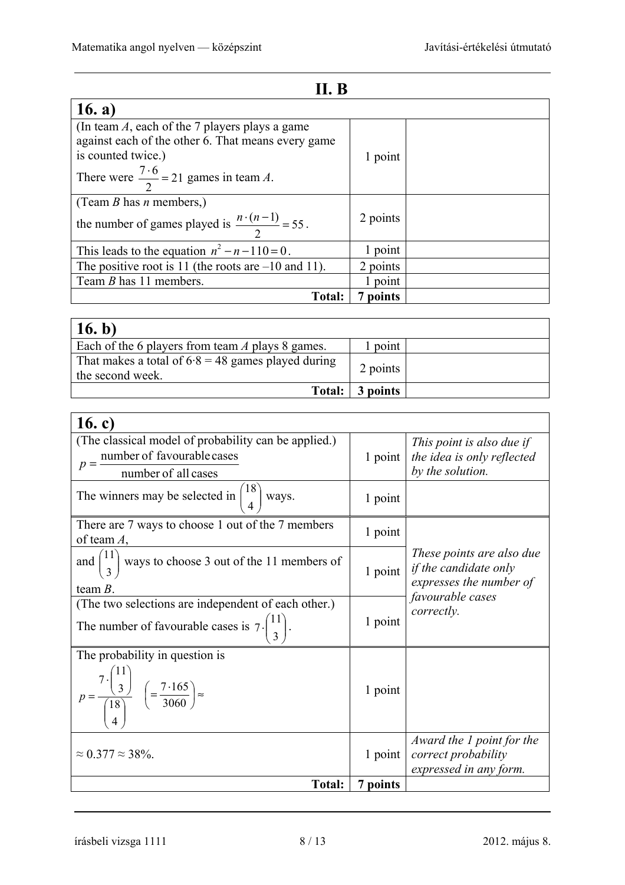## II. B

| 16. a) | | |
|---|---|---|
| (In team $A$, each of the 7 players plays a game against each of the other 6. That means every game is counted twice.) There were $\frac{7 \cdot 6}{2} = 21$ games in team $A$. | 1 point | |
| (Team $B$ has $n$ members,) the number of games played is $\frac{n \cdot (n-1)}{2} = 55$. | 2 points | |
| This leads to the equation $n^2 - n - 110 = 0$. | 1 point | |
| The positive root is 11 (the roots are –10 and 11). | 2 points | |
| Team $B$ has 11 members. | 1 point | |
| **Total:** | **7 points** | |

| 16. b) | | |
|---|---|---|
| Each of the 6 players from team $A$ plays 8 games. | 1 point | |
| That makes a total of $6 \cdot 8 = 48$ games played during the second week. | 2 points | |
| **Total:** | **3 points** | |

| 16. c) | | |
|---|---|---|
| (The classical model of probability can be applied.) $p = \frac{\text{number of favourable cases}}{\text{number of all cases}}$ | 1 point | *This point is also due if the idea is only reflected by the solution.* |
| The winners may be selected in $\binom{18}{4}$ ways. | 1 point | |
| There are 7 ways to choose 1 out of the 7 members of team $A$, | 1 point | *These points are also due if the candidate only expresses the number of favourable cases correctly.* |
| and $\binom{11}{3}$ ways to choose 3 out of the 11 members of team $B$. | 1 point | |
| (The two selections are independent of each other.) The number of favourable cases is $7 \cdot \binom{11}{3}$. | 1 point | |
| The probability in question is $p = \frac{7 \cdot \binom{11}{3}}{\binom{18}{4}} \quad \left( = \frac{7 \cdot 165}{3060} \right) \approx$ | 1 point | |
| $\approx 0.377 \approx 38\%$. | 1 point | *Award the 1 point for the correct probability expressed in any form.* |
| **Total:** | **7 points** | |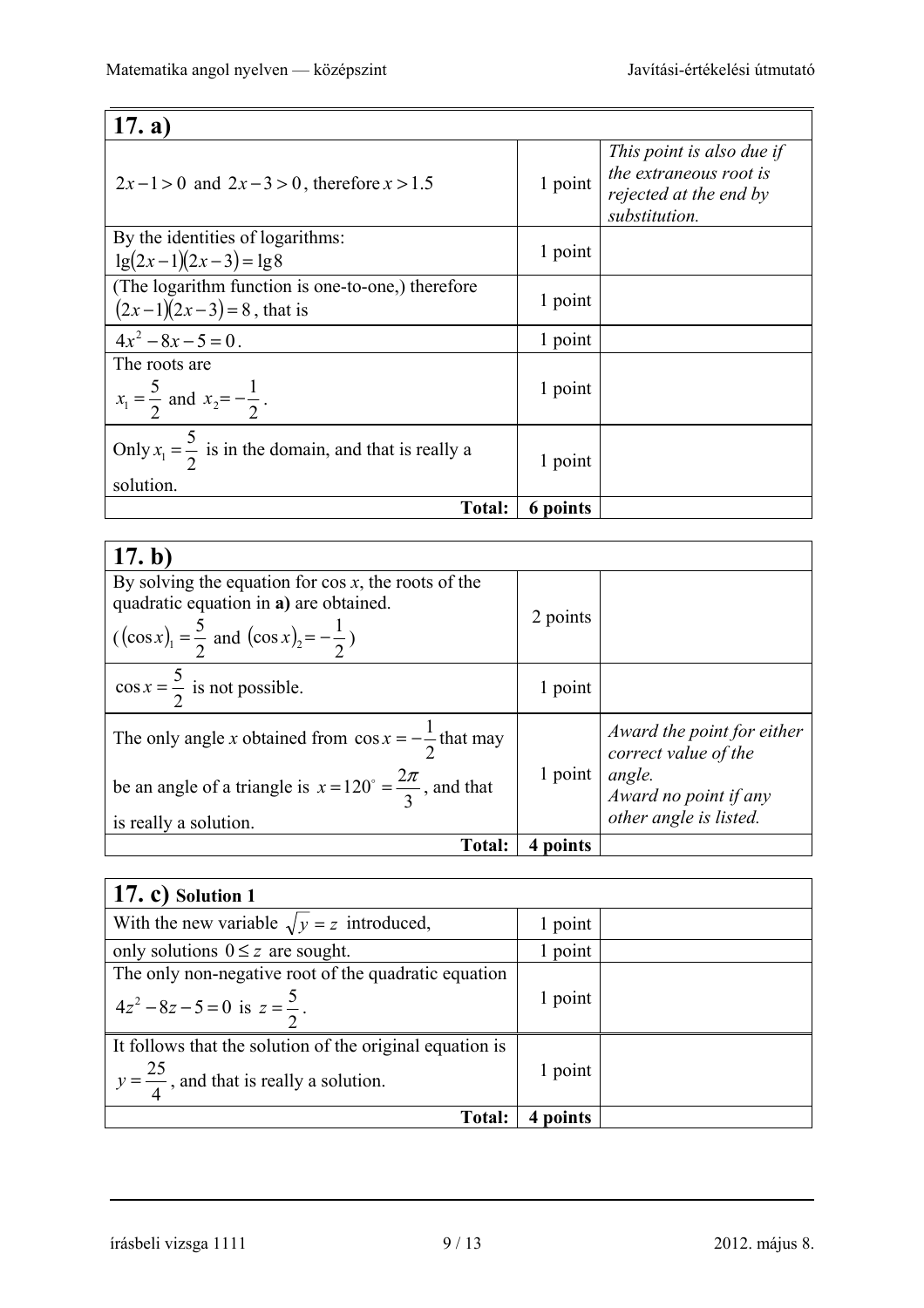| 17. a) | | |
|---|---|---|
| $2x-1>0$ and $2x-3>0$, therefore $x>1.5$ | 1 point | *This point is also due if the extraneous root is rejected at the end by substitution.* |
| By the identities of logarithms: $\lg(2x-1)(2x-3)=\lg 8$ | 1 point | |
| (The logarithm function is one-to-one,) therefore $(2x-1)(2x-3)=8$, that is | 1 point | |
| $4x^2-8x-5=0$. | 1 point | |
| The roots are $x_1=\frac{5}{2}$ and $x_2=-\frac{1}{2}$. | 1 point | |
| Only $x_1=\frac{5}{2}$ is in the domain, and that is really a solution. | 1 point | |
| **Total:** | **6 points** | |

| 17. b) | | |
|---|---|---|
| By solving the equation for cos *x*, the roots of the quadratic equation in **a)** are obtained. ( $(\cos x)_1=\frac{5}{2}$ and $(\cos x)_2=-\frac{1}{2}$ ) | 2 points | |
| $\cos x=\frac{5}{2}$ is not possible. | 1 point | |
| The only angle *x* obtained from $\cos x=-\frac{1}{2}$ that may be an angle of a triangle is $x=120^\circ=\frac{2\pi}{3}$, and that is really a solution. | 1 point | *Award the point for either correct value of the angle. Award no point if any other angle is listed.* |
| **Total:** | **4 points** | |

| 17. c) **Solution 1** | | |
|---|---|---|
| With the new variable $\sqrt{y}=z$ introduced, | 1 point | |
| only solutions $0\le z$ are sought. | 1 point | |
| The only non-negative root of the quadratic equation $4z^2-8z-5=0$ is $z=\frac{5}{2}$. | 1 point | |
| It follows that the solution of the original equation is $y=\frac{25}{4}$, and that is really a solution. | 1 point | |
| **Total:** | **4 points** | |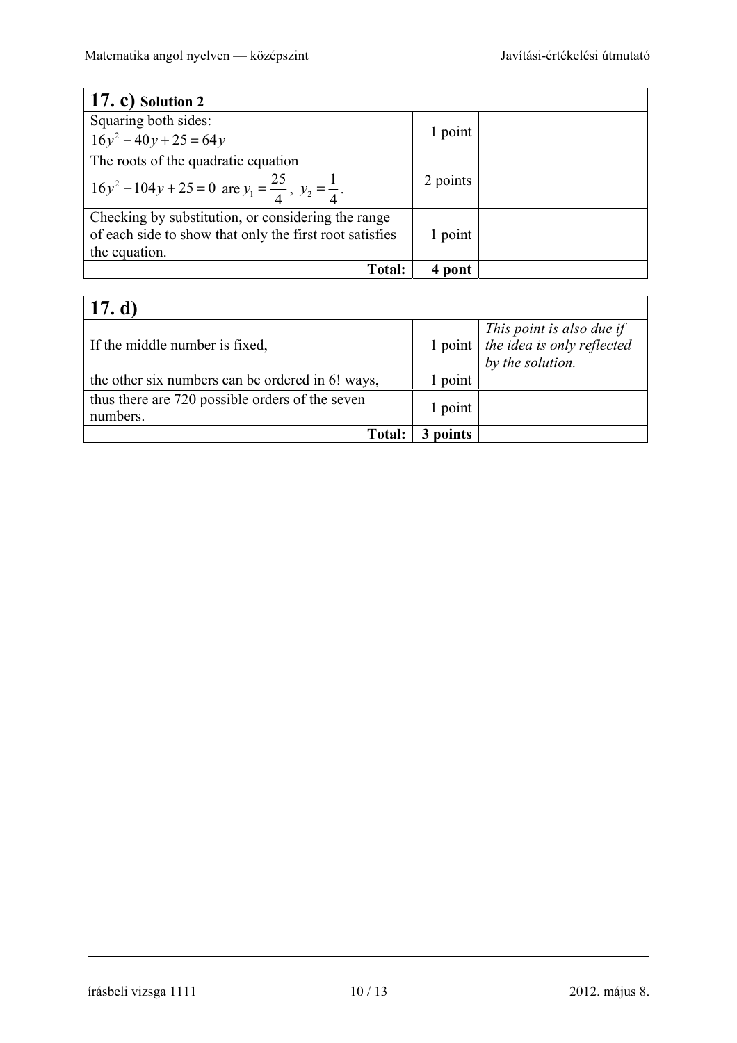| **17. c) Solution 2** | | |
|---|---|---|
| Squaring both sides: $16y^2 - 40y + 25 = 64y$ | 1 point | |
| The roots of the quadratic equation $16y^2 - 104y + 25 = 0$ are $y_1 = \frac{25}{4}$, $y_2 = \frac{1}{4}$. | 2 points | |
| Checking by substitution, or considering the range of each side to show that only the first root satisfies the equation. | 1 point | |
| **Total:** | **4 pont** | |

| **17. d)** | | |
|---|---|---|
| If the middle number is fixed, | 1 point | *This point is also due if the idea is only reflected by the solution.* |
| the other six numbers can be ordered in 6! ways, | 1 point | |
| thus there are 720 possible orders of the seven numbers. | 1 point | |
| **Total:** | **3 points** | |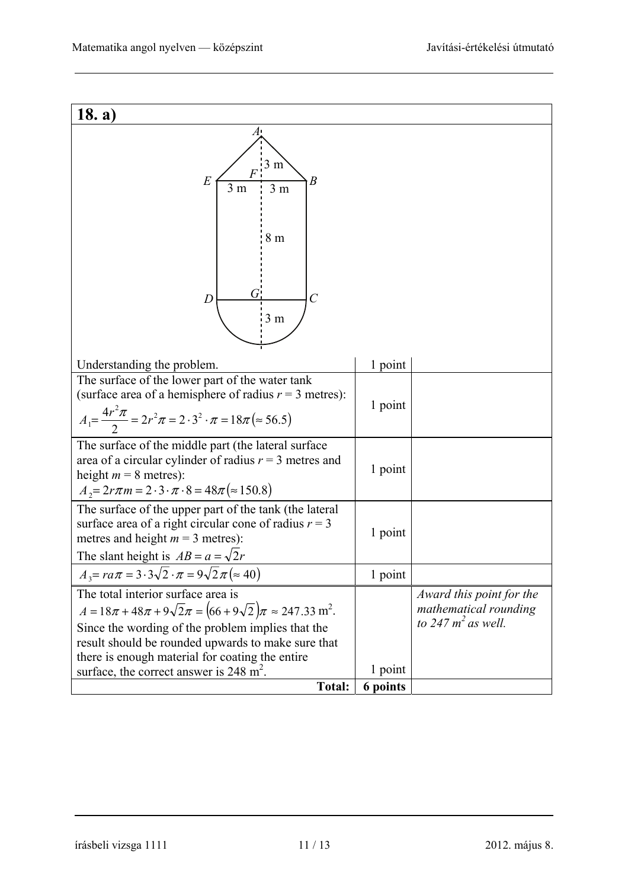## 18. a)

| | | |
|---|---|---|
| Understanding the problem. | 1 point | |
| The surface of the lower part of the water tank (surface area of a hemisphere of radius $r = 3$ metres): $A_1 = \frac{4r^2\pi}{2} = 2r^2\pi = 2 \cdot 3^2 \cdot \pi = 18\pi (\approx 56.5)$ | 1 point | |
| The surface of the middle part (the lateral surface area of a circular cylinder of radius $r = 3$ metres and height $m = 8$ metres): $A_2 = 2r\pi m = 2 \cdot 3 \cdot \pi \cdot 8 = 48\pi (\approx 150.8)$ | 1 point | |
| The surface of the upper part of the tank (the lateral surface area of a right circular cone of radius $r = 3$ metres and height $m = 3$ metres): The slant height is $AB = a = \sqrt{2}r$ | 1 point | |
| $A_3 = ra\pi = 3 \cdot 3\sqrt{2} \cdot \pi = 9\sqrt{2}\pi (\approx 40)$ | 1 point | |
| The total interior surface area is $A = 18\pi + 48\pi + 9\sqrt{2}\pi = (66 + 9\sqrt{2})\pi \approx 247.33$ m$^2$. Since the wording of the problem implies that the result should be rounded upwards to make sure that there is enough material for coating the entire surface, the correct answer is 248 m$^2$. | 1 point | *Award this point for the mathematical rounding to 247 m$^2$ as well.* |
| **Total:** | **6 points** | |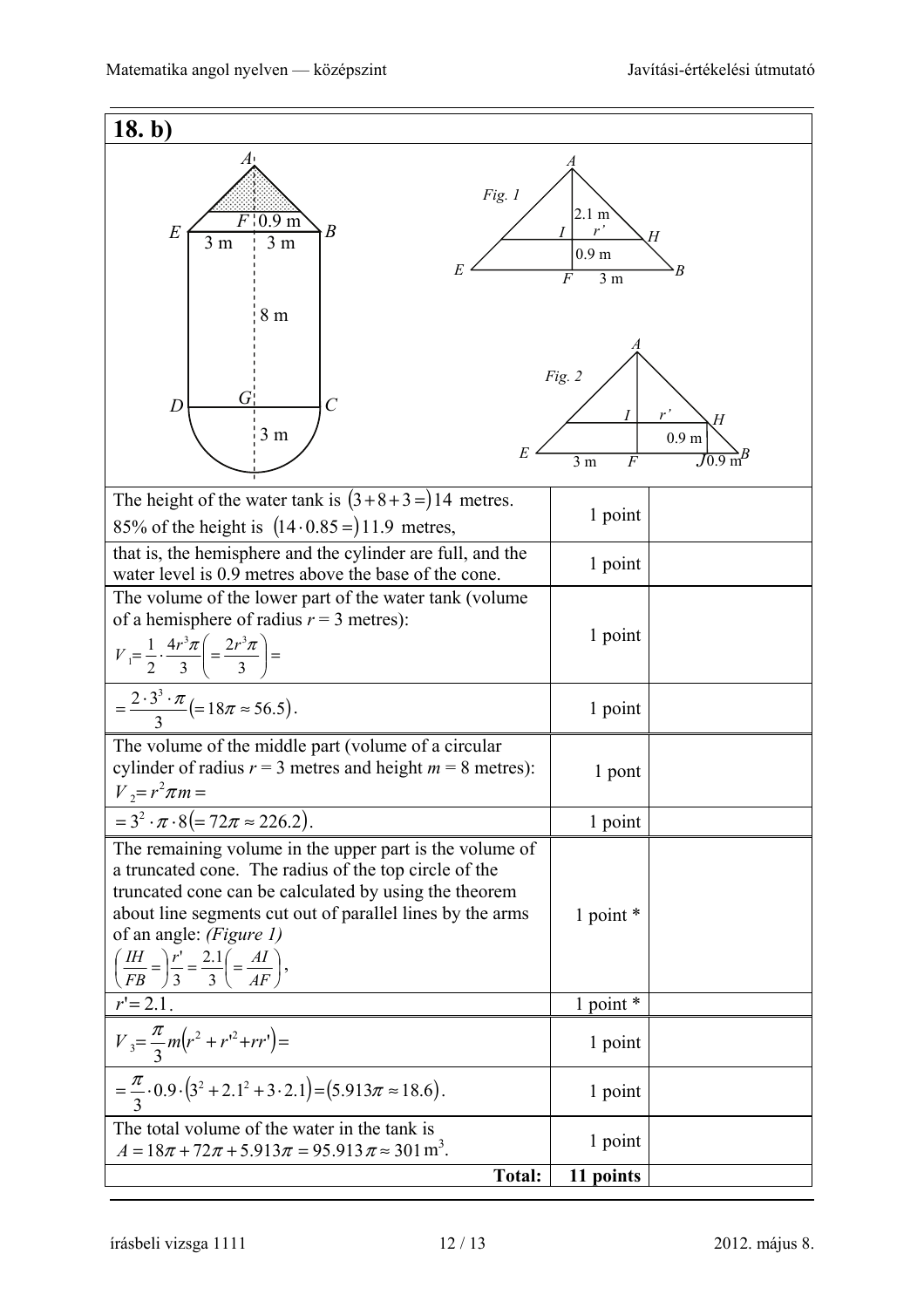## 18. b)

| | | |
|---|---|---|
| The height of the water tank is $(3+8+3=)14$ metres. 85% of the height is $(14\cdot 0.85=)11.9$ metres, | 1 point | |
| that is, the hemisphere and the cylinder are full, and the water level is 0.9 metres above the base of the cone. | 1 point | |
| The volume of the lower part of the water tank (volume of a hemisphere of radius $r = 3$ metres): $V_1=\frac{1}{2}\cdot\frac{4r^3\pi}{3}\left(=\frac{2r^3\pi}{3}\right)=$ | 1 point | |
| $=\frac{2\cdot 3^3\cdot\pi}{3}(=18\pi\approx 56.5)$. | 1 point | |
| The volume of the middle part (volume of a circular cylinder of radius $r = 3$ metres and height $m = 8$ metres): $V_2=r^2\pi m=$ | 1 pont | |
| $=3^2\cdot\pi\cdot 8(=72\pi\approx 226.2)$. | 1 point | |
| The remaining volume in the upper part is the volume of a truncated cone. The radius of the top circle of the truncated cone can be calculated by using the theorem about line segments cut out of parallel lines by the arms of an angle: *(Figure 1)* $\left(\frac{IH}{FB}=\right)\frac{r'}{3}=\frac{2.1}{3}\left(=\frac{AI}{AF}\right)$, | 1 point * | |
| $r'=2.1$. | 1 point * | |
| $V_3=\frac{\pi}{3}m\left(r^2+r'^2+rr'\right)=$ | 1 point | |
| $=\frac{\pi}{3}\cdot 0.9\cdot\left(3^2+2.1^2+3\cdot 2.1\right)=(5.913\pi\approx 18.6)$. | 1 point | |
| The total volume of the water in the tank is $A=18\pi+72\pi+5.913\pi=95.913\pi\approx 301\text{ m}^3$. | 1 point | |
| **Total:** | **11 points** | |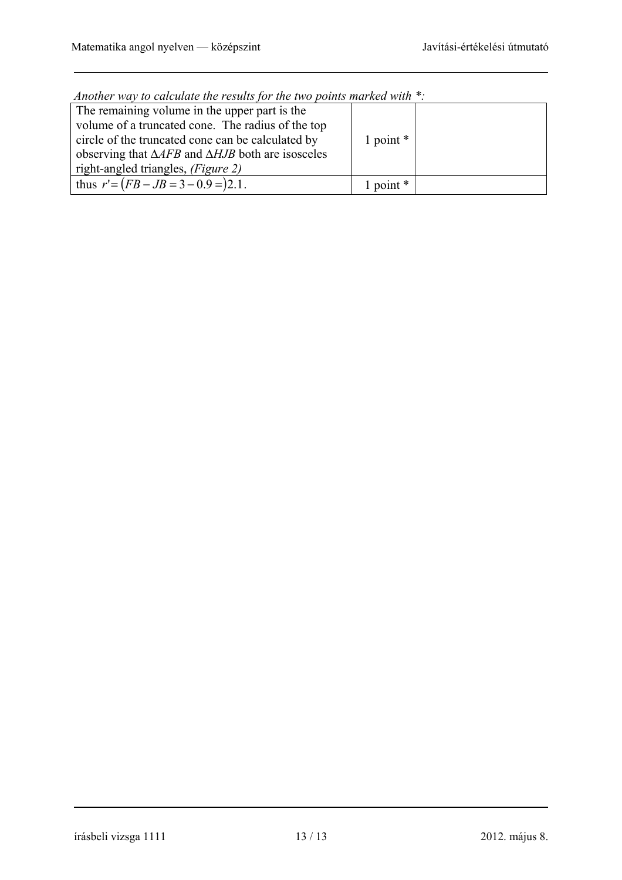*Another way to calculate the results for the two points marked with *:*

| | | |
|---|---|---|
| The remaining volume in the upper part is the volume of a truncated cone. The radius of the top circle of the truncated cone can be calculated by observing that $\Delta AFB$ and $\Delta HJB$ both are isosceles right-angled triangles, *(Figure 2)* | 1 point * | |
| thus $r' = (FB - JB = 3 - 0.9 =)2.1$. | 1 point * | |